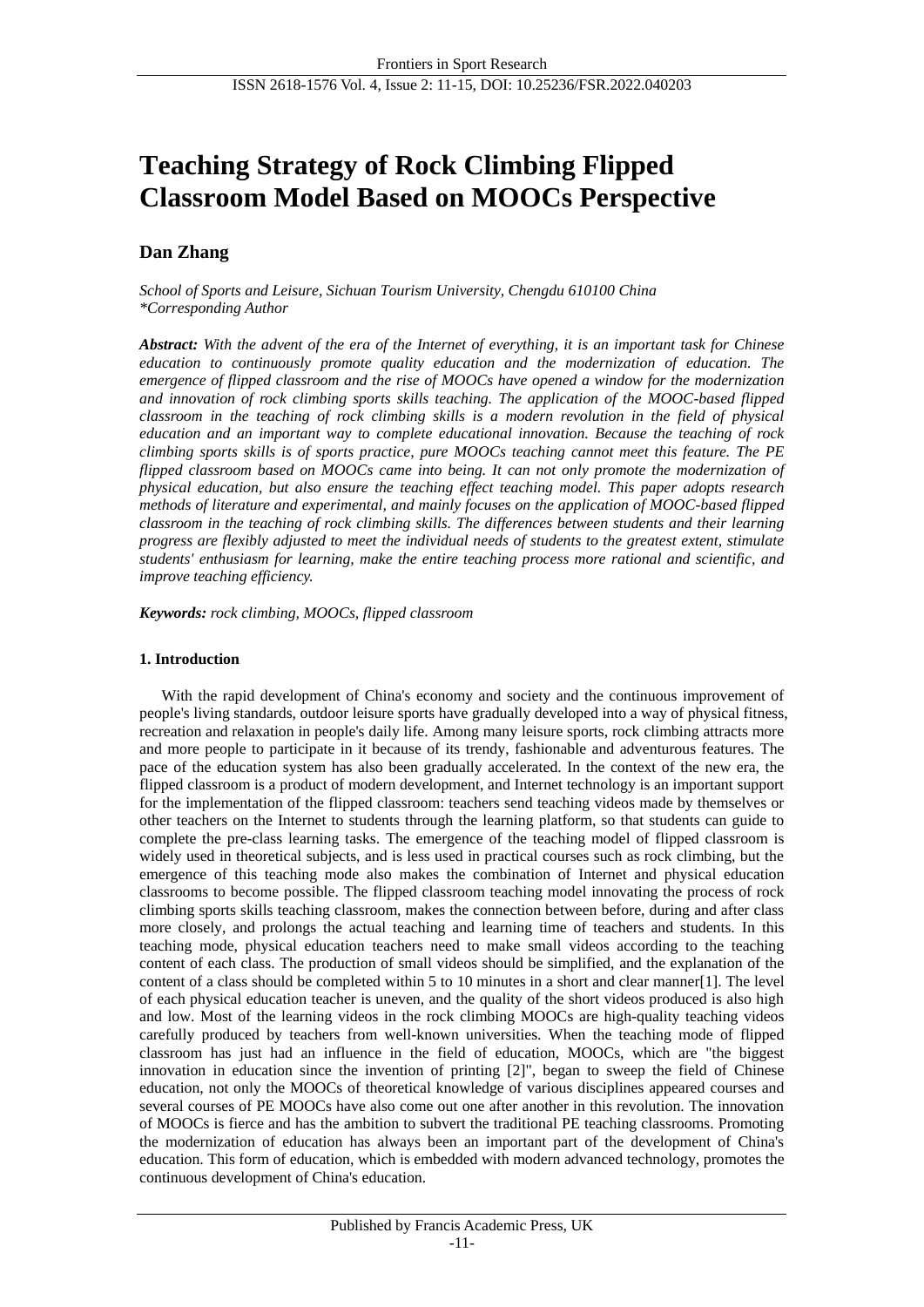# Teaching Strategy of Rock Climbing Flipped Classroom Model Based on MOOCs Perspective

**Dan Zhang**

*School of Sports and Leisure, Sichuan Tourism University, Chengdu 610100 China*
*\*Corresponding Author*

***Abstract:*** *With the advent of the era of the Internet of everything, it is an important task for Chinese education to continuously promote quality education and the modernization of education. The emergence of flipped classroom and the rise of MOOCs have opened a window for the modernization and innovation of rock climbing sports skills teaching. The application of the MOOC-based flipped classroom in the teaching of rock climbing skills is a modern revolution in the field of physical education and an important way to complete educational innovation. Because the teaching of rock climbing sports skills is of sports practice, pure MOOCs teaching cannot meet this feature. The PE flipped classroom based on MOOCs came into being. It can not only promote the modernization of physical education, but also ensure the teaching effect teaching model. This paper adopts research methods of literature and experimental, and mainly focuses on the application of MOOC-based flipped classroom in the teaching of rock climbing skills. The differences between students and their learning progress are flexibly adjusted to meet the individual needs of students to the greatest extent, stimulate students' enthusiasm for learning, make the entire teaching process more rational and scientific, and improve teaching efficiency.*

***Keywords:*** *rock climbing, MOOCs, flipped classroom*

## 1. Introduction

With the rapid development of China's economy and society and the continuous improvement of people's living standards, outdoor leisure sports have gradually developed into a way of physical fitness, recreation and relaxation in people's daily life. Among many leisure sports, rock climbing attracts more and more people to participate in it because of its trendy, fashionable and adventurous features. The pace of the education system has also been gradually accelerated. In the context of the new era, the flipped classroom is a product of modern development, and Internet technology is an important support for the implementation of the flipped classroom: teachers send teaching videos made by themselves or other teachers on the Internet to students through the learning platform, so that students can guide to complete the pre-class learning tasks. The emergence of the teaching model of flipped classroom is widely used in theoretical subjects, and is less used in practical courses such as rock climbing, but the emergence of this teaching mode also makes the combination of Internet and physical education classrooms to become possible. The flipped classroom teaching model innovating the process of rock climbing sports skills teaching classroom, makes the connection between before, during and after class more closely, and prolongs the actual teaching and learning time of teachers and students. In this teaching mode, physical education teachers need to make small videos according to the teaching content of each class. The production of small videos should be simplified, and the explanation of the content of a class should be completed within 5 to 10 minutes in a short and clear manner[1]. The level of each physical education teacher is uneven, and the quality of the short videos produced is also high and low. Most of the learning videos in the rock climbing MOOCs are high-quality teaching videos carefully produced by teachers from well-known universities. When the teaching mode of flipped classroom has just had an influence in the field of education, MOOCs, which are "the biggest innovation in education since the invention of printing [2]", began to sweep the field of Chinese education, not only the MOOCs of theoretical knowledge of various disciplines appeared courses and several courses of PE MOOCs have also come out one after another in this revolution. The innovation of MOOCs is fierce and has the ambition to subvert the traditional PE teaching classrooms. Promoting the modernization of education has always been an important part of the development of China's education. This form of education, which is embedded with modern advanced technology, promotes the continuous development of China's education.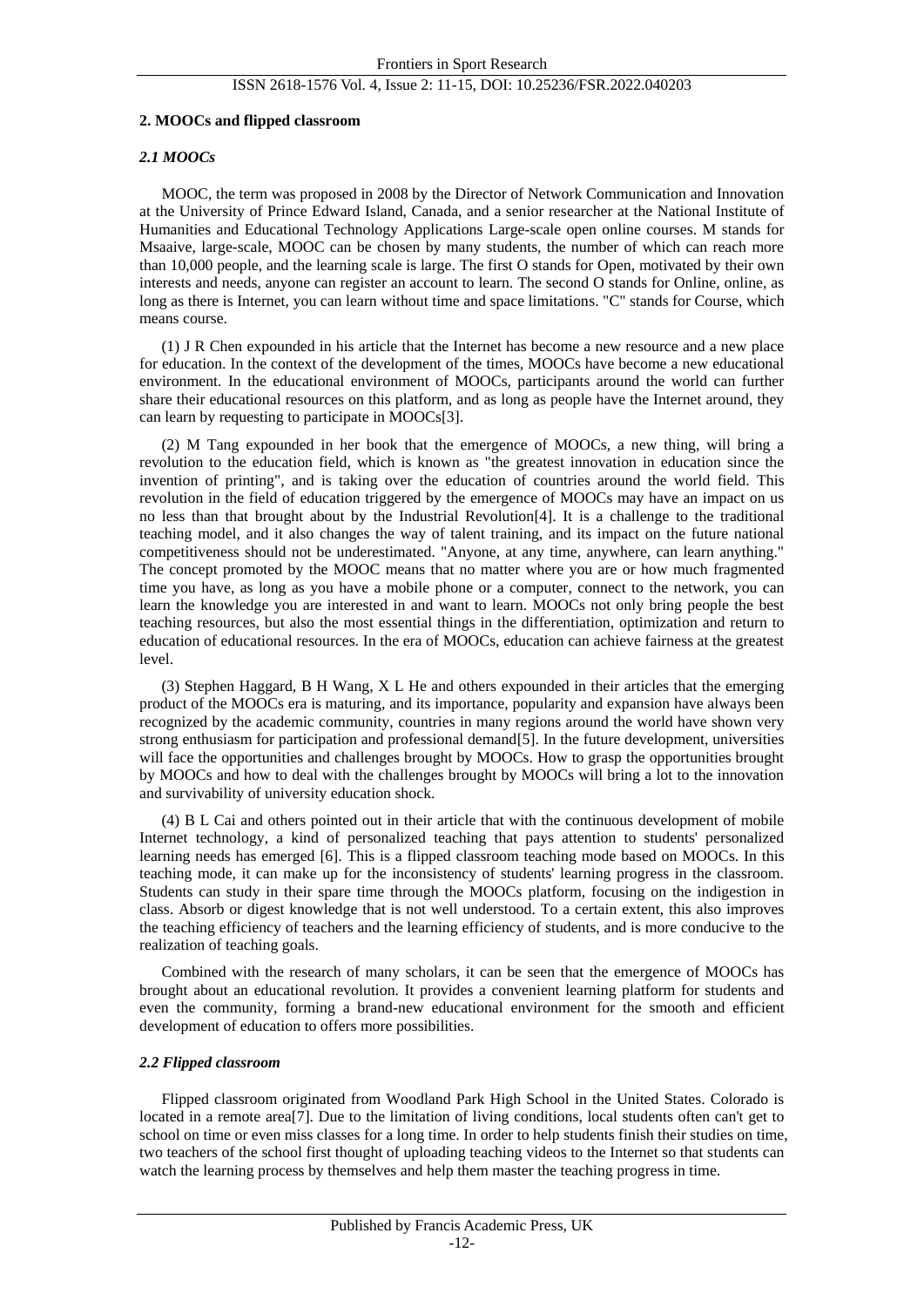## 2. MOOCs and flipped classroom

### *2.1 MOOCs*

MOOC, the term was proposed in 2008 by the Director of Network Communication and Innovation at the University of Prince Edward Island, Canada, and a senior researcher at the National Institute of Humanities and Educational Technology Applications Large-scale open online courses. M stands for Msaaive, large-scale, MOOC can be chosen by many students, the number of which can reach more than 10,000 people, and the learning scale is large. The first O stands for Open, motivated by their own interests and needs, anyone can register an account to learn. The second O stands for Online, online, as long as there is Internet, you can learn without time and space limitations. "C" stands for Course, which means course.

(1) J R Chen expounded in his article that the Internet has become a new resource and a new place for education. In the context of the development of the times, MOOCs have become a new educational environment. In the educational environment of MOOCs, participants around the world can further share their educational resources on this platform, and as long as people have the Internet around, they can learn by requesting to participate in MOOCs[3].

(2) M Tang expounded in her book that the emergence of MOOCs, a new thing, will bring a revolution to the education field, which is known as "the greatest innovation in education since the invention of printing", and is taking over the education of countries around the world field. This revolution in the field of education triggered by the emergence of MOOCs may have an impact on us no less than that brought about by the Industrial Revolution[4]. It is a challenge to the traditional teaching model, and it also changes the way of talent training, and its impact on the future national competitiveness should not be underestimated. "Anyone, at any time, anywhere, can learn anything." The concept promoted by the MOOC means that no matter where you are or how much fragmented time you have, as long as you have a mobile phone or a computer, connect to the network, you can learn the knowledge you are interested in and want to learn. MOOCs not only bring people the best teaching resources, but also the most essential things in the differentiation, optimization and return to education of educational resources. In the era of MOOCs, education can achieve fairness at the greatest level.

(3) Stephen Haggard, B H Wang, X L He and others expounded in their articles that the emerging product of the MOOCs era is maturing, and its importance, popularity and expansion have always been recognized by the academic community, countries in many regions around the world have shown very strong enthusiasm for participation and professional demand[5]. In the future development, universities will face the opportunities and challenges brought by MOOCs. How to grasp the opportunities brought by MOOCs and how to deal with the challenges brought by MOOCs will bring a lot to the innovation and survivability of university education shock.

(4) B L Cai and others pointed out in their article that with the continuous development of mobile Internet technology, a kind of personalized teaching that pays attention to students' personalized learning needs has emerged [6]. This is a flipped classroom teaching mode based on MOOCs. In this teaching mode, it can make up for the inconsistency of students' learning progress in the classroom. Students can study in their spare time through the MOOCs platform, focusing on the indigestion in class. Absorb or digest knowledge that is not well understood. To a certain extent, this also improves the teaching efficiency of teachers and the learning efficiency of students, and is more conducive to the realization of teaching goals.

Combined with the research of many scholars, it can be seen that the emergence of MOOCs has brought about an educational revolution. It provides a convenient learning platform for students and even the community, forming a brand-new educational environment for the smooth and efficient development of education to offers more possibilities.

### *2.2 Flipped classroom*

Flipped classroom originated from Woodland Park High School in the United States. Colorado is located in a remote area[7]. Due to the limitation of living conditions, local students often can't get to school on time or even miss classes for a long time. In order to help students finish their studies on time, two teachers of the school first thought of uploading teaching videos to the Internet so that students can watch the learning process by themselves and help them master the teaching progress in time.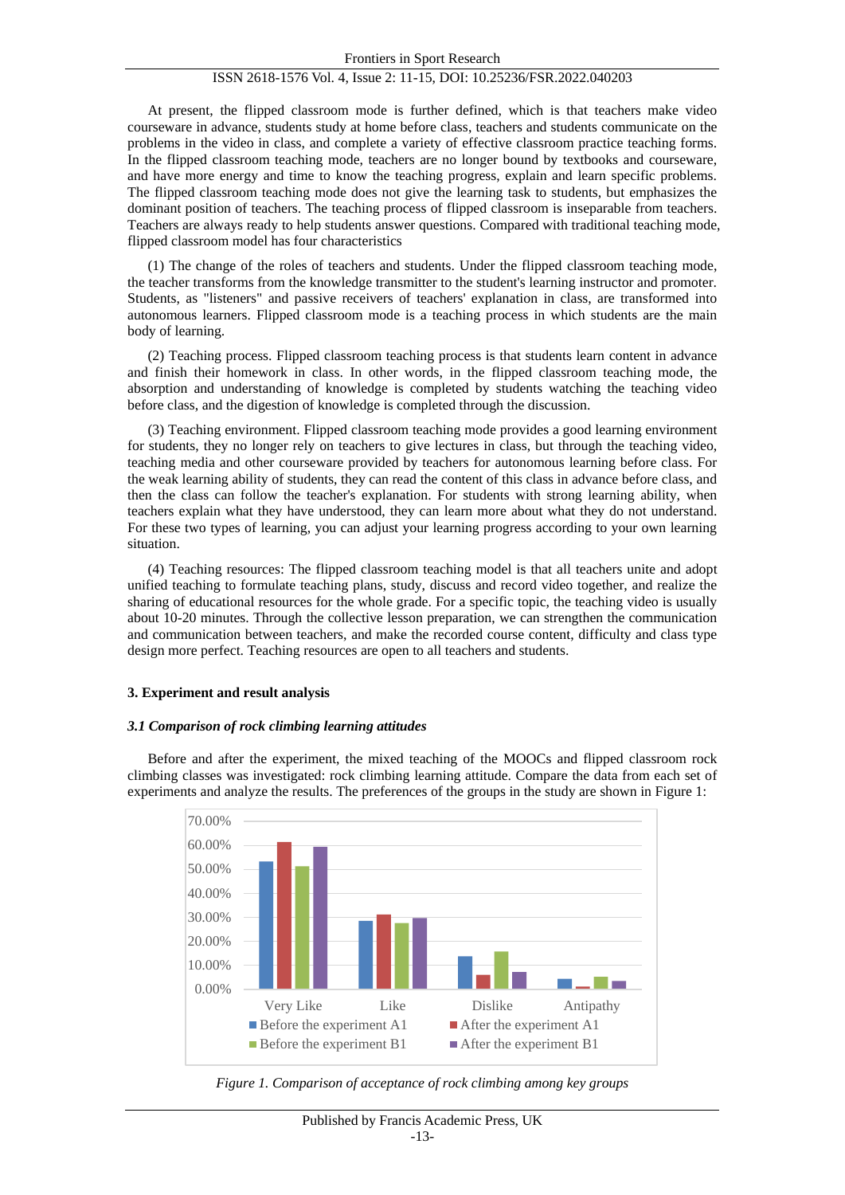At present, the flipped classroom mode is further defined, which is that teachers make video courseware in advance, students study at home before class, teachers and students communicate on the problems in the video in class, and complete a variety of effective classroom practice teaching forms. In the flipped classroom teaching mode, teachers are no longer bound by textbooks and courseware, and have more energy and time to know the teaching progress, explain and learn specific problems. The flipped classroom teaching mode does not give the learning task to students, but emphasizes the dominant position of teachers. The teaching process of flipped classroom is inseparable from teachers. Teachers are always ready to help students answer questions. Compared with traditional teaching mode, flipped classroom model has four characteristics

(1) The change of the roles of teachers and students. Under the flipped classroom teaching mode, the teacher transforms from the knowledge transmitter to the student's learning instructor and promoter. Students, as "listeners" and passive receivers of teachers' explanation in class, are transformed into autonomous learners. Flipped classroom mode is a teaching process in which students are the main body of learning.

(2) Teaching process. Flipped classroom teaching process is that students learn content in advance and finish their homework in class. In other words, in the flipped classroom teaching mode, the absorption and understanding of knowledge is completed by students watching the teaching video before class, and the digestion of knowledge is completed through the discussion.

(3) Teaching environment. Flipped classroom teaching mode provides a good learning environment for students, they no longer rely on teachers to give lectures in class, but through the teaching video, teaching media and other courseware provided by teachers for autonomous learning before class. For the weak learning ability of students, they can read the content of this class in advance before class, and then the class can follow the teacher's explanation. For students with strong learning ability, when teachers explain what they have understood, they can learn more about what they do not understand. For these two types of learning, you can adjust your learning progress according to your own learning situation.

(4) Teaching resources: The flipped classroom teaching model is that all teachers unite and adopt unified teaching to formulate teaching plans, study, discuss and record video together, and realize the sharing of educational resources for the whole grade. For a specific topic, the teaching video is usually about 10-20 minutes. Through the collective lesson preparation, we can strengthen the communication and communication between teachers, and make the recorded course content, difficulty and class type design more perfect. Teaching resources are open to all teachers and students.

## 3. Experiment and result analysis

### *3.1 Comparison of rock climbing learning attitudes*

Before and after the experiment, the mixed teaching of the MOOCs and flipped classroom rock climbing classes was investigated: rock climbing learning attitude. Compare the data from each set of experiments and analyze the results. The preferences of the groups in the study are shown in Figure 1:

*Figure 1. Comparison of acceptance of rock climbing among key groups*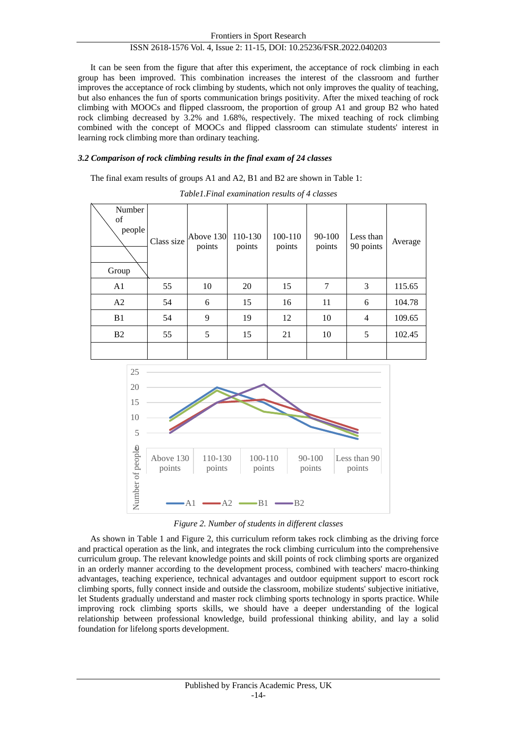It can be seen from the figure that after this experiment, the acceptance of rock climbing in each group has been improved. This combination increases the interest of the classroom and further improves the acceptance of rock climbing by students, which not only improves the quality of teaching, but also enhances the fun of sports communication brings positivity. After the mixed teaching of rock climbing with MOOCs and flipped classroom, the proportion of group A1 and group B2 who hated rock climbing decreased by 3.2% and 1.68%, respectively. The mixed teaching of rock climbing combined with the concept of MOOCs and flipped classroom can stimulate students' interest in learning rock climbing more than ordinary teaching.

### *3.2 Comparison of rock climbing results in the final exam of 24 classes*

The final exam results of groups A1 and A2, B1 and B2 are shown in Table 1:

*Table1.Final examination results of 4 classes*

| Number of people / Group | Class size | Above 130 points | 110-130 points | 100-110 points | 90-100 points | Less than 90 points | Average |
|---|---|---|---|---|---|---|---|
| A1 | 55 | 10 | 20 | 15 | 7 | 3 | 115.65 |
| A2 | 54 | 6 | 15 | 16 | 11 | 6 | 104.78 |
| B1 | 54 | 9 | 19 | 12 | 10 | 4 | 109.65 |
| B2 | 55 | 5 | 15 | 21 | 10 | 5 | 102.45 |
| | | | | | | | |

*Figure 2. Number of students in different classes*

As shown in Table 1 and Figure 2, this curriculum reform takes rock climbing as the driving force and practical operation as the link, and integrates the rock climbing curriculum into the comprehensive curriculum group. The relevant knowledge points and skill points of rock climbing sports are organized in an orderly manner according to the development process, combined with teachers' macro-thinking advantages, teaching experience, technical advantages and outdoor equipment support to escort rock climbing sports, fully connect inside and outside the classroom, mobilize students' subjective initiative, let Students gradually understand and master rock climbing sports technology in sports practice. While improving rock climbing sports skills, we should have a deeper understanding of the logical relationship between professional knowledge, build professional thinking ability, and lay a solid foundation for lifelong sports development.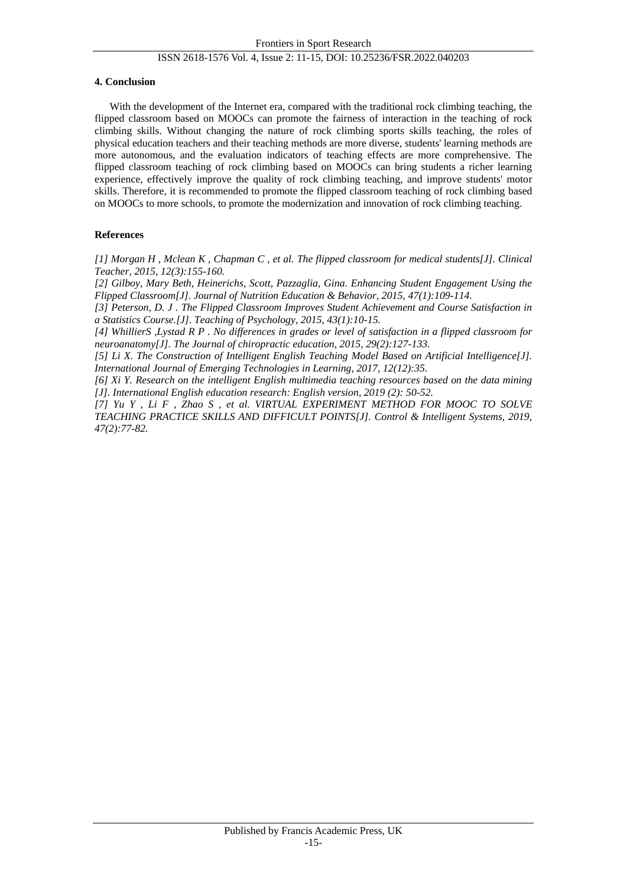### 4. Conclusion

With the development of the Internet era, compared with the traditional rock climbing teaching, the flipped classroom based on MOOCs can promote the fairness of interaction in the teaching of rock climbing skills. Without changing the nature of rock climbing sports skills teaching, the roles of physical education teachers and their teaching methods are more diverse, students' learning methods are more autonomous, and the evaluation indicators of teaching effects are more comprehensive. The flipped classroom teaching of rock climbing based on MOOCs can bring students a richer learning experience, effectively improve the quality of rock climbing teaching, and improve students' motor skills. Therefore, it is recommended to promote the flipped classroom teaching of rock climbing based on MOOCs to more schools, to promote the modernization and innovation of rock climbing teaching.

### References

*[1] Morgan H , Mclean K , Chapman C , et al. The flipped classroom for medical students[J]. Clinical Teacher, 2015, 12(3):155-160.*

*[2] Gilboy, Mary Beth, Heinerichs, Scott, Pazzaglia, Gina. Enhancing Student Engagement Using the Flipped Classroom[J]. Journal of Nutrition Education & Behavior, 2015, 47(1):109-114.*

*[3] Peterson, D. J . The Flipped Classroom Improves Student Achievement and Course Satisfaction in a Statistics Course.[J]. Teaching of Psychology, 2015, 43(1):10-15.*

*[4] WhillierS ,Lystad R P . No differences in grades or level of satisfaction in a flipped classroom for neuroanatomy[J]. The Journal of chiropractic education, 2015, 29(2):127-133.*

*[5] Li X. The Construction of Intelligent English Teaching Model Based on Artificial Intelligence[J]. International Journal of Emerging Technologies in Learning, 2017, 12(12):35.*

*[6] Xi Y. Research on the intelligent English multimedia teaching resources based on the data mining [J]. International English education research: English version, 2019 (2): 50-52.*

*[7] Yu Y , Li F , Zhao S , et al. VIRTUAL EXPERIMENT METHOD FOR MOOC TO SOLVE TEACHING PRACTICE SKILLS AND DIFFICULT POINTS[J]. Control & Intelligent Systems, 2019, 47(2):77-82.*